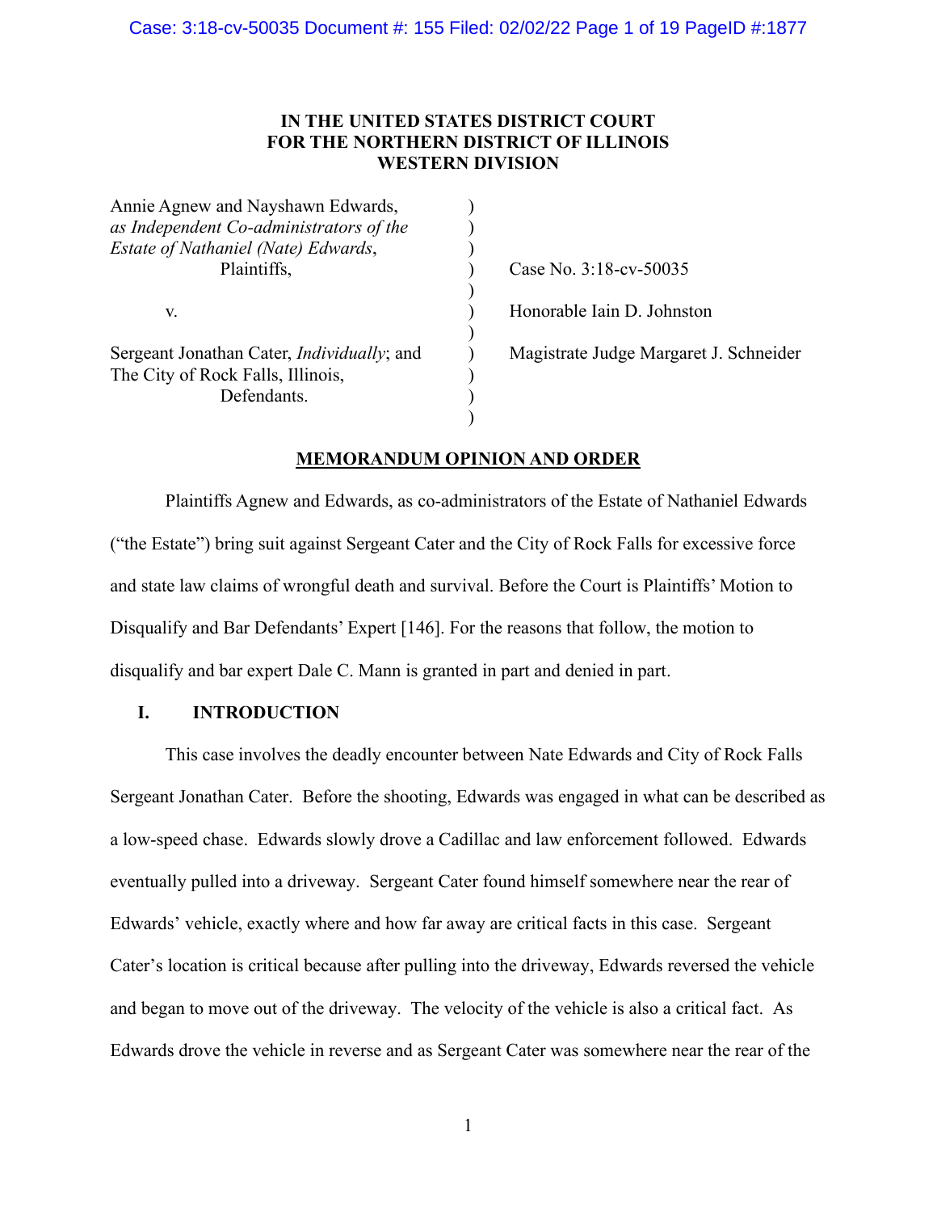# IN THE UNITED STATES DISTRICT COURT FOR THE NORTHERN DISTRICT OF ILLINOIS WESTERN DIVISION

| | | |
|---|---|---|
| Annie Agnew and Nayshawn Edwards, *as Independent Co-administrators of the Estate of Nathaniel (Nate) Edwards*, Plaintiffs, | ) | Case No. 3:18-cv-50035 |
| v. | ) | Honorable Iain D. Johnston |
| Sergeant Jonathan Cater, *Individually*; and The City of Rock Falls, Illinois, Defendants. | ) | Magistrate Judge Margaret J. Schneider |

## MEMORANDUM OPINION AND ORDER

Plaintiffs Agnew and Edwards, as co-administrators of the Estate of Nathaniel Edwards ("the Estate") bring suit against Sergeant Cater and the City of Rock Falls for excessive force and state law claims of wrongful death and survival. Before the Court is Plaintiffs' Motion to Disqualify and Bar Defendants' Expert [146]. For the reasons that follow, the motion to disqualify and bar expert Dale C. Mann is granted in part and denied in part.

### I. INTRODUCTION

This case involves the deadly encounter between Nate Edwards and City of Rock Falls Sergeant Jonathan Cater. Before the shooting, Edwards was engaged in what can be described as a low-speed chase. Edwards slowly drove a Cadillac and law enforcement followed. Edwards eventually pulled into a driveway. Sergeant Cater found himself somewhere near the rear of Edwards' vehicle, exactly where and how far away are critical facts in this case. Sergeant Cater's location is critical because after pulling into the driveway, Edwards reversed the vehicle and began to move out of the driveway. The velocity of the vehicle is also a critical fact. As Edwards drove the vehicle in reverse and as Sergeant Cater was somewhere near the rear of the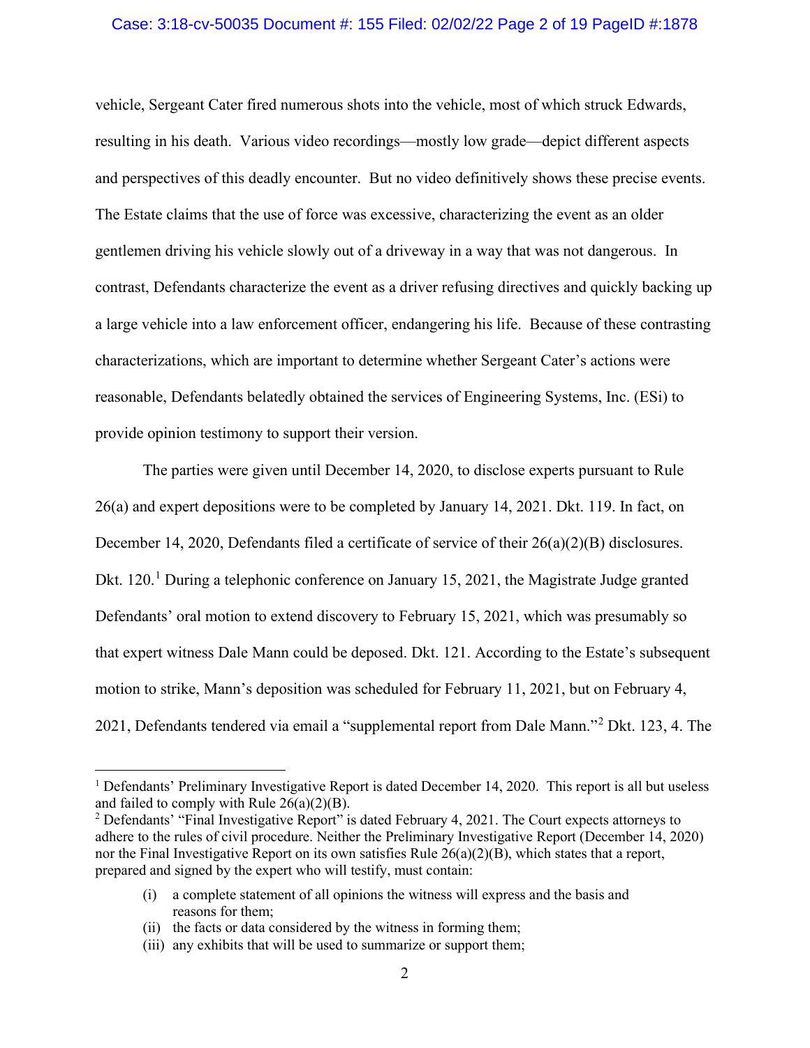vehicle, Sergeant Cater fired numerous shots into the vehicle, most of which struck Edwards, resulting in his death. Various video recordings—mostly low grade—depict different aspects and perspectives of this deadly encounter. But no video definitively shows these precise events. The Estate claims that the use of force was excessive, characterizing the event as an older gentlemen driving his vehicle slowly out of a driveway in a way that was not dangerous. In contrast, Defendants characterize the event as a driver refusing directives and quickly backing up a large vehicle into a law enforcement officer, endangering his life. Because of these contrasting characterizations, which are important to determine whether Sergeant Cater's actions were reasonable, Defendants belatedly obtained the services of Engineering Systems, Inc. (ESi) to provide opinion testimony to support their version.

The parties were given until December 14, 2020, to disclose experts pursuant to Rule 26(a) and expert depositions were to be completed by January 14, 2021. Dkt. 119. In fact, on December 14, 2020, Defendants filed a certificate of service of their 26(a)(2)(B) disclosures. Dkt. 120.[1] During a telephonic conference on January 15, 2021, the Magistrate Judge granted Defendants' oral motion to extend discovery to February 15, 2021, which was presumably so that expert witness Dale Mann could be deposed. Dkt. 121. According to the Estate's subsequent motion to strike, Mann's deposition was scheduled for February 11, 2021, but on February 4, 2021, Defendants tendered via email a "supplemental report from Dale Mann."[2] Dkt. 123, 4. The

[1] Defendants' Preliminary Investigative Report is dated December 14, 2020. This report is all but useless and failed to comply with Rule 26(a)(2)(B).

[2] Defendants' "Final Investigative Report" is dated February 4, 2021. The Court expects attorneys to adhere to the rules of civil procedure. Neither the Preliminary Investigative Report (December 14, 2020) nor the Final Investigative Report on its own satisfies Rule 26(a)(2)(B), which states that a report, prepared and signed by the expert who will testify, must contain:

> (i) a complete statement of all opinions the witness will express and the basis and reasons for them;
> (ii) the facts or data considered by the witness in forming them;
> (iii) any exhibits that will be used to summarize or support them;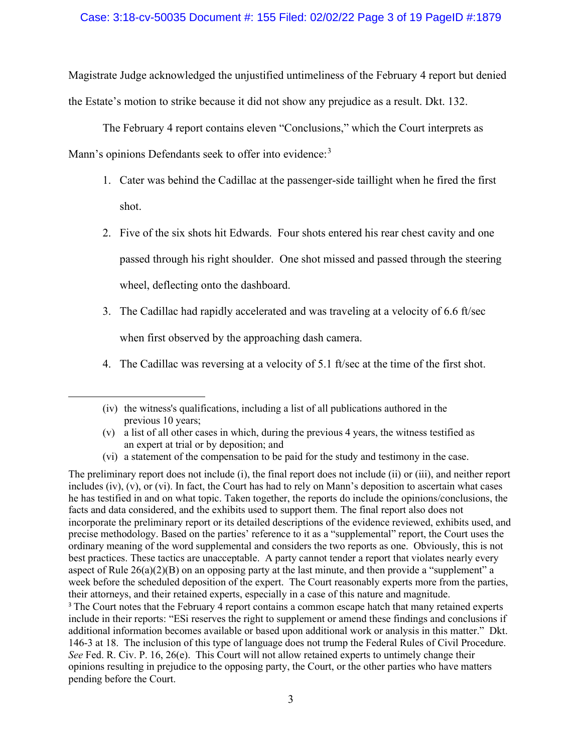Magistrate Judge acknowledged the unjustified untimeliness of the February 4 report but denied the Estate's motion to strike because it did not show any prejudice as a result. Dkt. 132.

The February 4 report contains eleven "Conclusions," which the Court interprets as Mann's opinions Defendants seek to offer into evidence:[3]

1. Cater was behind the Cadillac at the passenger-side taillight when he fired the first shot.
2. Five of the six shots hit Edwards. Four shots entered his rear chest cavity and one passed through his right shoulder. One shot missed and passed through the steering wheel, deflecting onto the dashboard.
3. The Cadillac had rapidly accelerated and was traveling at a velocity of 6.6 ft/sec when first observed by the approaching dash camera.
4. The Cadillac was reversing at a velocity of 5.1 ft/sec at the time of the first shot.

---

(iv) the witness's qualifications, including a list of all publications authored in the previous 10 years;

(v) a list of all other cases in which, during the previous 4 years, the witness testified as an expert at trial or by deposition; and

(vi) a statement of the compensation to be paid for the study and testimony in the case.

The preliminary report does not include (i), the final report does not include (ii) or (iii), and neither report includes (iv), (v), or (vi). In fact, the Court has had to rely on Mann's deposition to ascertain what cases he has testified in and on what topic. Taken together, the reports do include the opinions/conclusions, the facts and data considered, and the exhibits used to support them. The final report also does not incorporate the preliminary report or its detailed descriptions of the evidence reviewed, exhibits used, and precise methodology. Based on the parties' reference to it as a "supplemental" report, the Court uses the ordinary meaning of the word supplemental and considers the two reports as one. Obviously, this is not best practices. These tactics are unacceptable. A party cannot tender a report that violates nearly every aspect of Rule 26(a)(2)(B) on an opposing party at the last minute, and then provide a "supplement" a week before the scheduled deposition of the expert. The Court reasonably experts more from the parties, their attorneys, and their retained experts, especially in a case of this nature and magnitude.

[3] The Court notes that the February 4 report contains a common escape hatch that many retained experts include in their reports: "ESi reserves the right to supplement or amend these findings and conclusions if additional information becomes available or based upon additional work or analysis in this matter." Dkt. 146-3 at 18. The inclusion of this type of language does not trump the Federal Rules of Civil Procedure. *See* Fed. R. Civ. P. 16, 26(e). This Court will not allow retained experts to untimely change their opinions resulting in prejudice to the opposing party, the Court, or the other parties who have matters pending before the Court.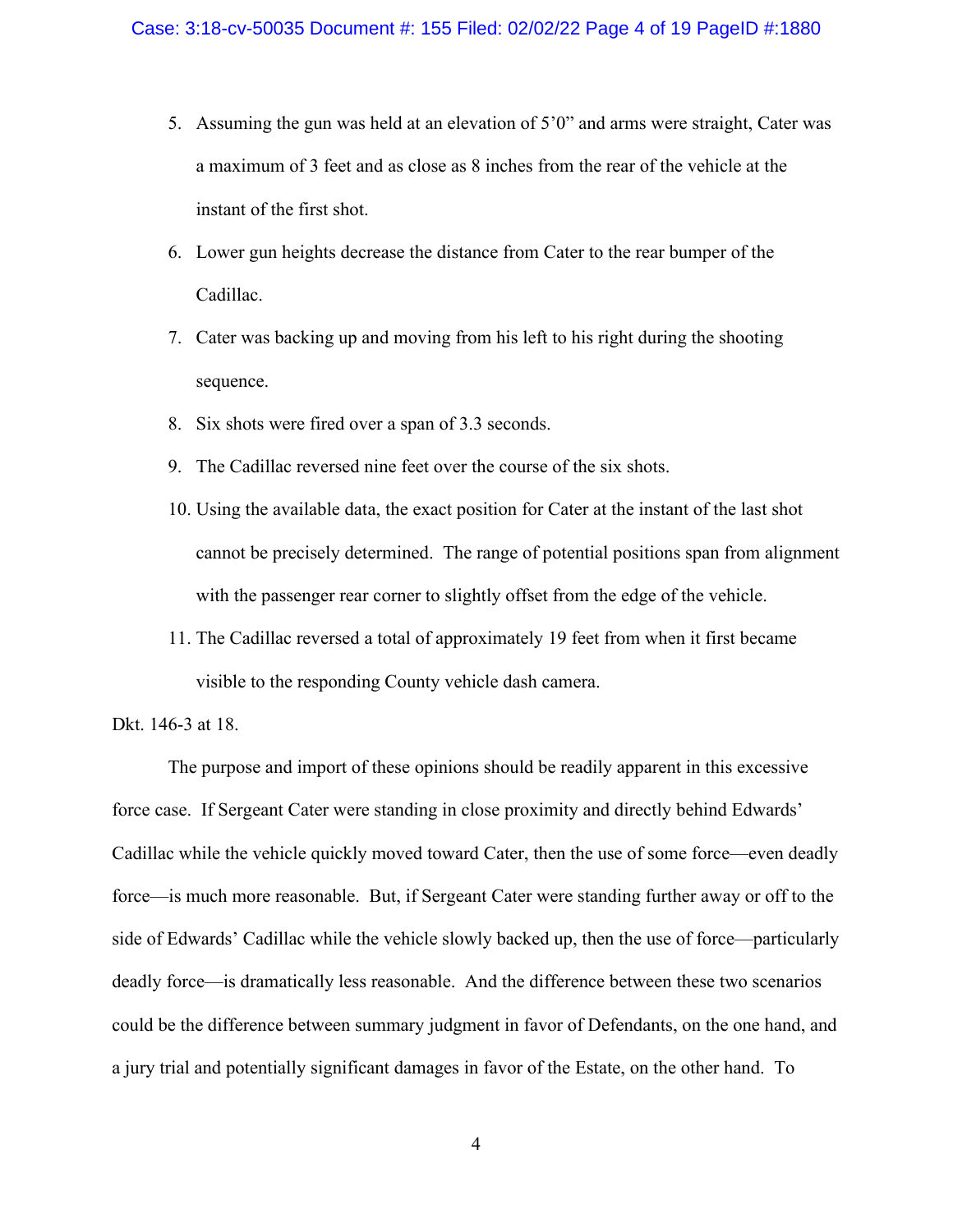5. Assuming the gun was held at an elevation of 5'0" and arms were straight, Cater was a maximum of 3 feet and as close as 8 inches from the rear of the vehicle at the instant of the first shot.
6. Lower gun heights decrease the distance from Cater to the rear bumper of the Cadillac.
7. Cater was backing up and moving from his left to his right during the shooting sequence.
8. Six shots were fired over a span of 3.3 seconds.
9. The Cadillac reversed nine feet over the course of the six shots.
10. Using the available data, the exact position for Cater at the instant of the last shot cannot be precisely determined. The range of potential positions span from alignment with the passenger rear corner to slightly offset from the edge of the vehicle.
11. The Cadillac reversed a total of approximately 19 feet from when it first became visible to the responding County vehicle dash camera.

Dkt. 146-3 at 18.

The purpose and import of these opinions should be readily apparent in this excessive force case. If Sergeant Cater were standing in close proximity and directly behind Edwards' Cadillac while the vehicle quickly moved toward Cater, then the use of some force—even deadly force—is much more reasonable. But, if Sergeant Cater were standing further away or off to the side of Edwards' Cadillac while the vehicle slowly backed up, then the use of force—particularly deadly force—is dramatically less reasonable. And the difference between these two scenarios could be the difference between summary judgment in favor of Defendants, on the one hand, and a jury trial and potentially significant damages in favor of the Estate, on the other hand. To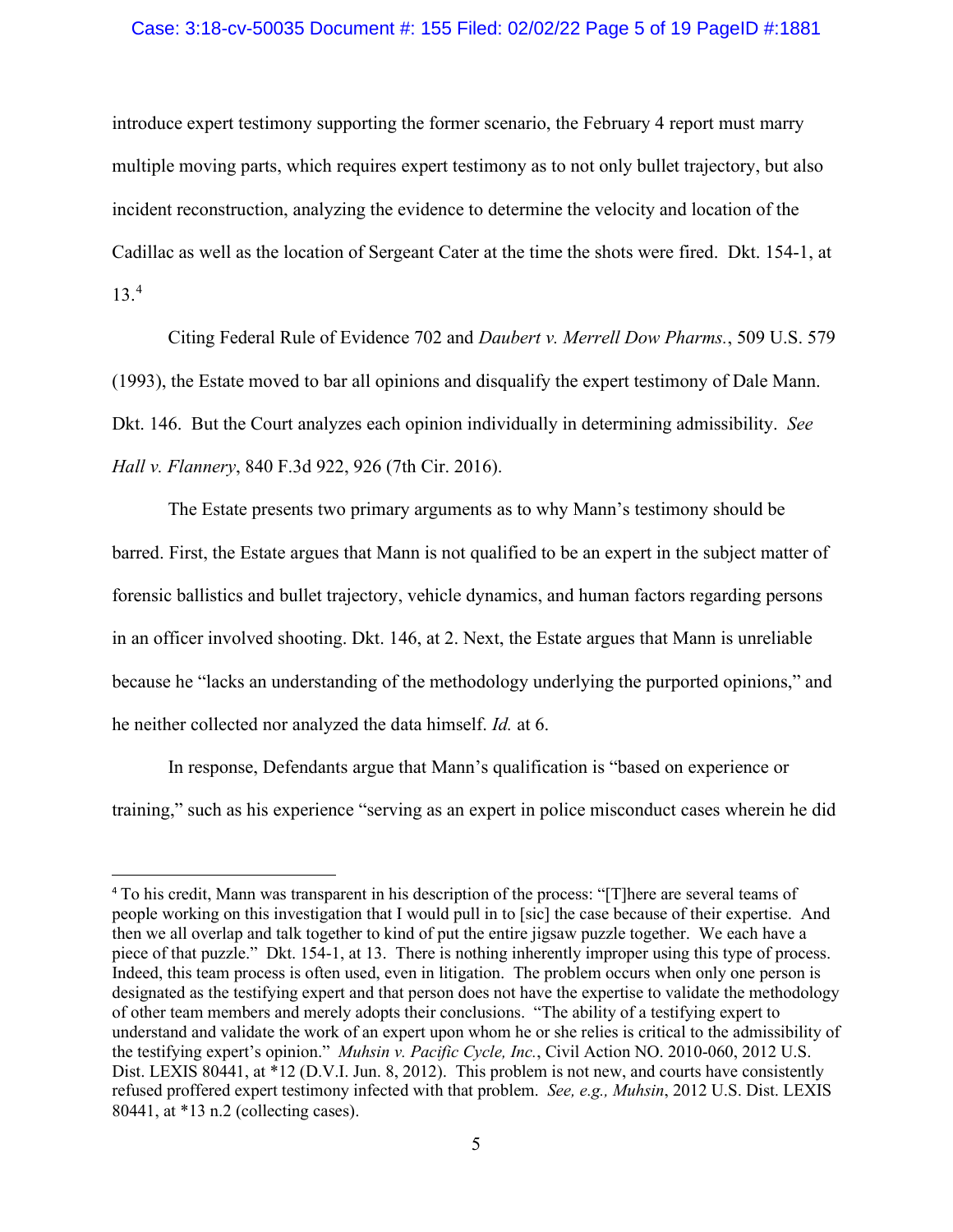introduce expert testimony supporting the former scenario, the February 4 report must marry multiple moving parts, which requires expert testimony as to not only bullet trajectory, but also incident reconstruction, analyzing the evidence to determine the velocity and location of the Cadillac as well as the location of Sergeant Cater at the time the shots were fired. Dkt. 154-1, at 13.[4]

Citing Federal Rule of Evidence 702 and *Daubert v. Merrell Dow Pharms.*, 509 U.S. 579 (1993), the Estate moved to bar all opinions and disqualify the expert testimony of Dale Mann. Dkt. 146. But the Court analyzes each opinion individually in determining admissibility. *See Hall v. Flannery*, 840 F.3d 922, 926 (7th Cir. 2016).

The Estate presents two primary arguments as to why Mann's testimony should be barred. First, the Estate argues that Mann is not qualified to be an expert in the subject matter of forensic ballistics and bullet trajectory, vehicle dynamics, and human factors regarding persons in an officer involved shooting. Dkt. 146, at 2. Next, the Estate argues that Mann is unreliable because he "lacks an understanding of the methodology underlying the purported opinions," and he neither collected nor analyzed the data himself. *Id.* at 6.

In response, Defendants argue that Mann's qualification is "based on experience or training," such as his experience "serving as an expert in police misconduct cases wherein he did

---

[4] To his credit, Mann was transparent in his description of the process: "[T]here are several teams of people working on this investigation that I would pull in to [sic] the case because of their expertise. And then we all overlap and talk together to kind of put the entire jigsaw puzzle together. We each have a piece of that puzzle." Dkt. 154-1, at 13. There is nothing inherently improper using this type of process. Indeed, this team process is often used, even in litigation. The problem occurs when only one person is designated as the testifying expert and that person does not have the expertise to validate the methodology of other team members and merely adopts their conclusions. "The ability of a testifying expert to understand and validate the work of an expert upon whom he or she relies is critical to the admissibility of the testifying expert's opinion." *Muhsin v. Pacific Cycle, Inc.*, Civil Action NO. 2010-060, 2012 U.S. Dist. LEXIS 80441, at *12 (D.V.I. Jun. 8, 2012). This problem is not new, and courts have consistently refused proffered expert testimony infected with that problem. *See, e.g., Muhsin*, 2012 U.S. Dist. LEXIS 80441, at *13 n.2 (collecting cases).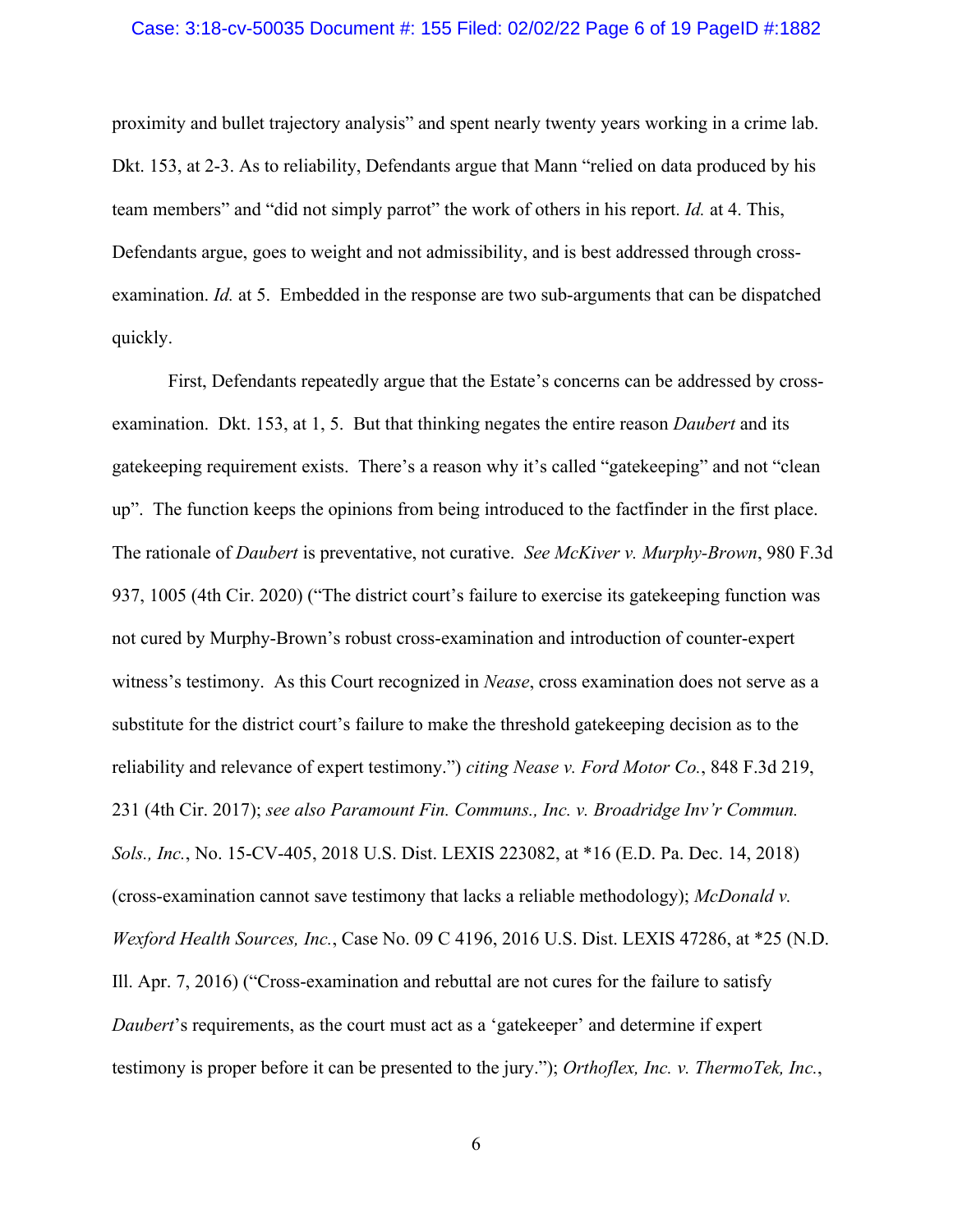proximity and bullet trajectory analysis" and spent nearly twenty years working in a crime lab. Dkt. 153, at 2-3. As to reliability, Defendants argue that Mann "relied on data produced by his team members" and "did not simply parrot" the work of others in his report. *Id.* at 4. This, Defendants argue, goes to weight and not admissibility, and is best addressed through cross-examination. *Id.* at 5. Embedded in the response are two sub-arguments that can be dispatched quickly.

First, Defendants repeatedly argue that the Estate's concerns can be addressed by cross-examination. Dkt. 153, at 1, 5. But that thinking negates the entire reason *Daubert* and its gatekeeping requirement exists. There's a reason why it's called "gatekeeping" and not "clean up". The function keeps the opinions from being introduced to the factfinder in the first place. The rationale of *Daubert* is preventative, not curative. *See McKiver v. Murphy-Brown*, 980 F.3d 937, 1005 (4th Cir. 2020) ("The district court's failure to exercise its gatekeeping function was not cured by Murphy-Brown's robust cross-examination and introduction of counter-expert witness's testimony. As this Court recognized in *Nease*, cross examination does not serve as a substitute for the district court's failure to make the threshold gatekeeping decision as to the reliability and relevance of expert testimony.") *citing Nease v. Ford Motor Co.*, 848 F.3d 219, 231 (4th Cir. 2017); *see also Paramount Fin. Communs., Inc. v. Broadridge Inv'r Commun. Sols., Inc.*, No. 15-CV-405, 2018 U.S. Dist. LEXIS 223082, at *16 (E.D. Pa. Dec. 14, 2018) (cross-examination cannot save testimony that lacks a reliable methodology); *McDonald v. Wexford Health Sources, Inc.*, Case No. 09 C 4196, 2016 U.S. Dist. LEXIS 47286, at *25 (N.D. Ill. Apr. 7, 2016) ("Cross-examination and rebuttal are not cures for the failure to satisfy *Daubert*'s requirements, as the court must act as a 'gatekeeper' and determine if expert testimony is proper before it can be presented to the jury."); *Orthoflex, Inc. v. ThermoTek, Inc.*,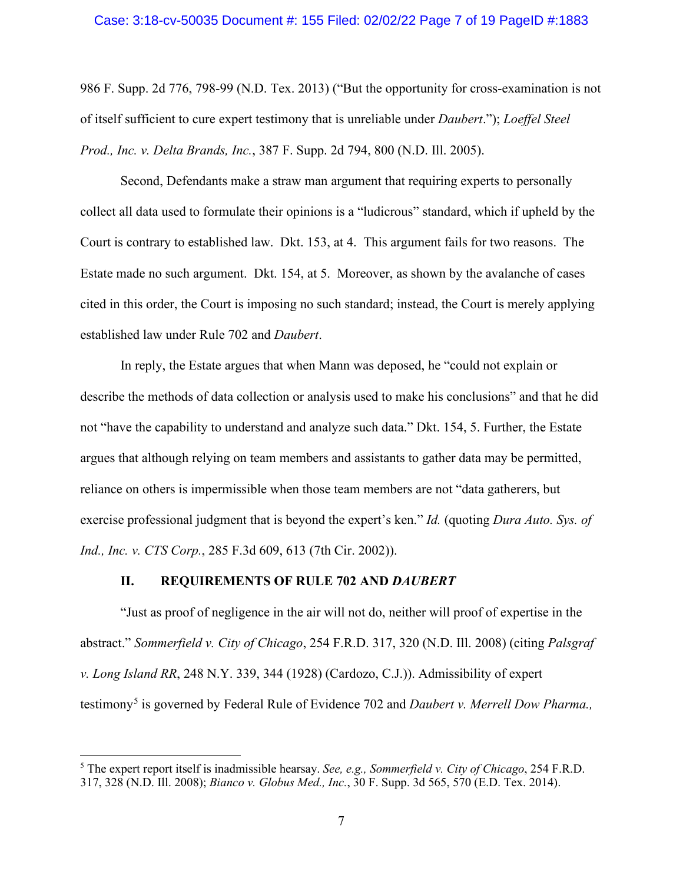986 F. Supp. 2d 776, 798-99 (N.D. Tex. 2013) ("But the opportunity for cross-examination is not of itself sufficient to cure expert testimony that is unreliable under *Daubert*."); *Loeffel Steel Prod., Inc. v. Delta Brands, Inc.*, 387 F. Supp. 2d 794, 800 (N.D. Ill. 2005).

Second, Defendants make a straw man argument that requiring experts to personally collect all data used to formulate their opinions is a "ludicrous" standard, which if upheld by the Court is contrary to established law. Dkt. 153, at 4. This argument fails for two reasons. The Estate made no such argument. Dkt. 154, at 5. Moreover, as shown by the avalanche of cases cited in this order, the Court is imposing no such standard; instead, the Court is merely applying established law under Rule 702 and *Daubert*.

In reply, the Estate argues that when Mann was deposed, he "could not explain or describe the methods of data collection or analysis used to make his conclusions" and that he did not "have the capability to understand and analyze such data." Dkt. 154, 5. Further, the Estate argues that although relying on team members and assistants to gather data may be permitted, reliance on others is impermissible when those team members are not "data gatherers, but exercise professional judgment that is beyond the expert's ken." *Id.* (quoting *Dura Auto. Sys. of Ind., Inc. v. CTS Corp.*, 285 F.3d 609, 613 (7th Cir. 2002)).

## II. REQUIREMENTS OF RULE 702 AND *DAUBERT*

"Just as proof of negligence in the air will not do, neither will proof of expertise in the abstract." *Sommerfield v. City of Chicago*, 254 F.R.D. 317, 320 (N.D. Ill. 2008) (citing *Palsgraf v. Long Island RR*, 248 N.Y. 339, 344 (1928) (Cardozo, C.J.)). Admissibility of expert testimony[5] is governed by Federal Rule of Evidence 702 and *Daubert v. Merrell Dow Pharma.,*

---

[5] The expert report itself is inadmissible hearsay. *See, e.g., Sommerfield v. City of Chicago*, 254 F.R.D. 317, 328 (N.D. Ill. 2008); *Bianco v. Globus Med., Inc.*, 30 F. Supp. 3d 565, 570 (E.D. Tex. 2014).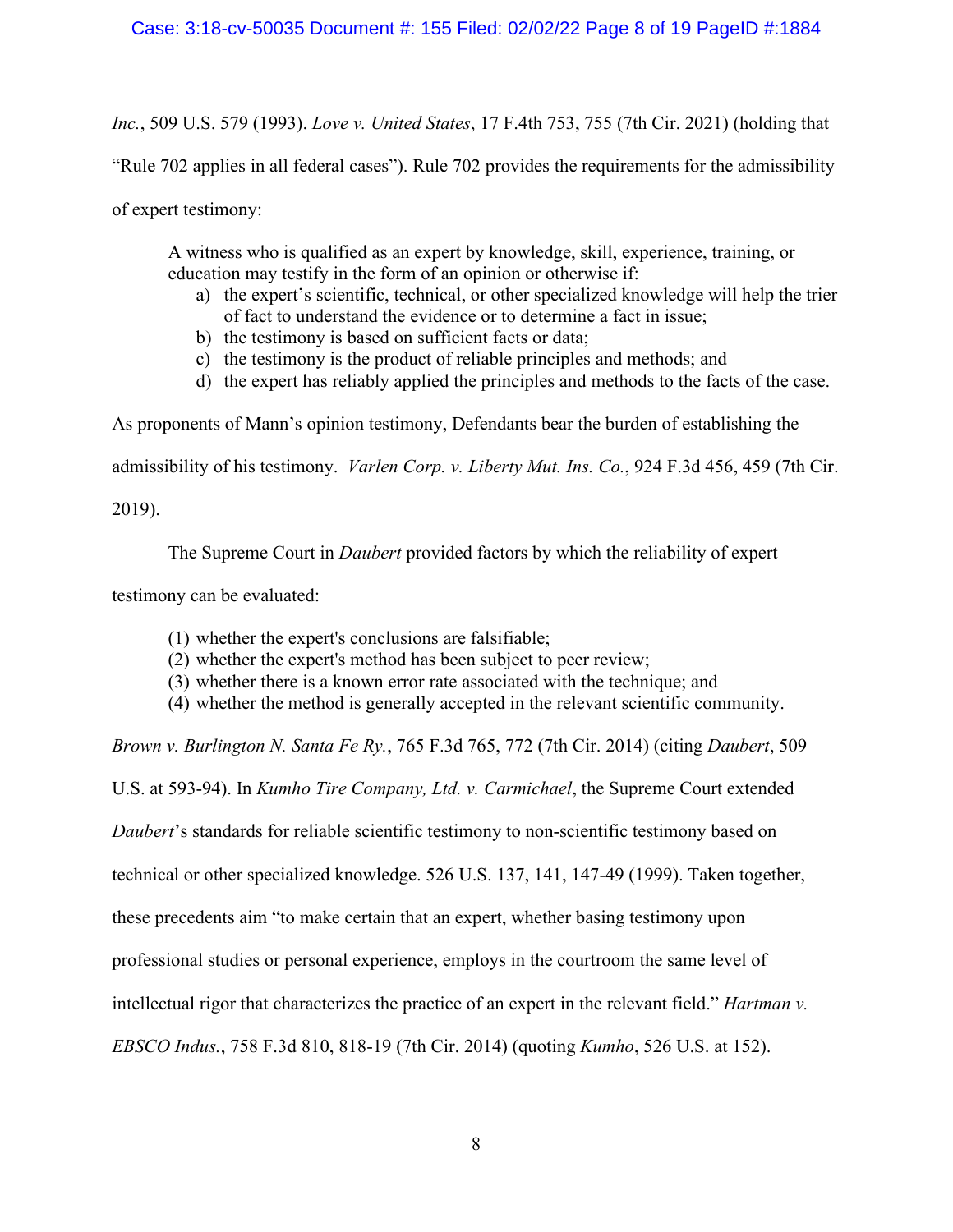*Inc.*, 509 U.S. 579 (1993). *Love v. United States*, 17 F.4th 753, 755 (7th Cir. 2021) (holding that "Rule 702 applies in all federal cases"). Rule 702 provides the requirements for the admissibility of expert testimony:

> A witness who is qualified as an expert by knowledge, skill, experience, training, or education may testify in the form of an opinion or otherwise if:
>
> a) the expert's scientific, technical, or other specialized knowledge will help the trier of fact to understand the evidence or to determine a fact in issue;
> b) the testimony is based on sufficient facts or data;
> c) the testimony is the product of reliable principles and methods; and
> d) the expert has reliably applied the principles and methods to the facts of the case.

As proponents of Mann's opinion testimony, Defendants bear the burden of establishing the admissibility of his testimony. *Varlen Corp. v. Liberty Mut. Ins. Co.*, 924 F.3d 456, 459 (7th Cir. 2019).

The Supreme Court in *Daubert* provided factors by which the reliability of expert testimony can be evaluated:

> (1) whether the expert's conclusions are falsifiable;
> (2) whether the expert's method has been subject to peer review;
> (3) whether there is a known error rate associated with the technique; and
> (4) whether the method is generally accepted in the relevant scientific community.

*Brown v. Burlington N. Santa Fe Ry.*, 765 F.3d 765, 772 (7th Cir. 2014) (citing *Daubert*, 509 U.S. at 593-94). In *Kumho Tire Company, Ltd. v. Carmichael*, the Supreme Court extended *Daubert*'s standards for reliable scientific testimony to non-scientific testimony based on technical or other specialized knowledge. 526 U.S. 137, 141, 147-49 (1999). Taken together, these precedents aim "to make certain that an expert, whether basing testimony upon professional studies or personal experience, employs in the courtroom the same level of intellectual rigor that characterizes the practice of an expert in the relevant field." *Hartman v. EBSCO Indus.*, 758 F.3d 810, 818-19 (7th Cir. 2014) (quoting *Kumho*, 526 U.S. at 152).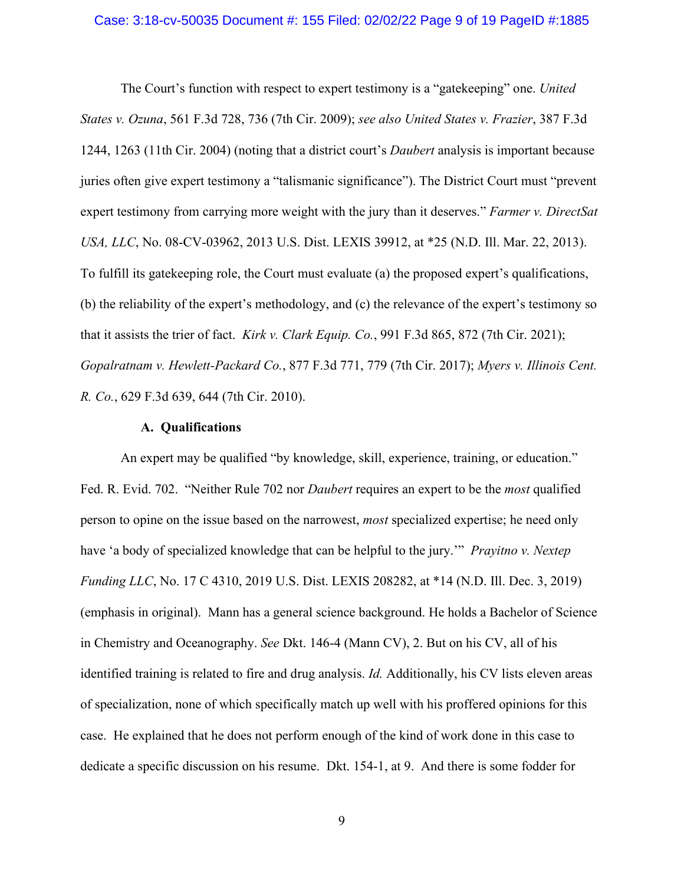The Court's function with respect to expert testimony is a "gatekeeping" one. *United States v. Ozuna*, 561 F.3d 728, 736 (7th Cir. 2009); *see also United States v. Frazier*, 387 F.3d 1244, 1263 (11th Cir. 2004) (noting that a district court's *Daubert* analysis is important because juries often give expert testimony a "talismanic significance"). The District Court must "prevent expert testimony from carrying more weight with the jury than it deserves." *Farmer v. DirectSat USA, LLC*, No. 08-CV-03962, 2013 U.S. Dist. LEXIS 39912, at *25 (N.D. Ill. Mar. 22, 2013). To fulfill its gatekeeping role, the Court must evaluate (a) the proposed expert's qualifications, (b) the reliability of the expert's methodology, and (c) the relevance of the expert's testimony so that it assists the trier of fact. *Kirk v. Clark Equip. Co.*, 991 F.3d 865, 872 (7th Cir. 2021); *Gopalratnam v. Hewlett-Packard Co.*, 877 F.3d 771, 779 (7th Cir. 2017); *Myers v. Illinois Cent. R. Co.*, 629 F.3d 639, 644 (7th Cir. 2010).

**A. Qualifications**

An expert may be qualified "by knowledge, skill, experience, training, or education." Fed. R. Evid. 702. "Neither Rule 702 nor *Daubert* requires an expert to be the *most* qualified person to opine on the issue based on the narrowest, *most* specialized expertise; he need only have 'a body of specialized knowledge that can be helpful to the jury.'" *Prayitno v. Nextep Funding LLC*, No. 17 C 4310, 2019 U.S. Dist. LEXIS 208282, at *14 (N.D. Ill. Dec. 3, 2019) (emphasis in original). Mann has a general science background. He holds a Bachelor of Science in Chemistry and Oceanography. *See* Dkt. 146-4 (Mann CV), 2. But on his CV, all of his identified training is related to fire and drug analysis. *Id.* Additionally, his CV lists eleven areas of specialization, none of which specifically match up well with his proffered opinions for this case. He explained that he does not perform enough of the kind of work done in this case to dedicate a specific discussion on his resume. Dkt. 154-1, at 9. And there is some fodder for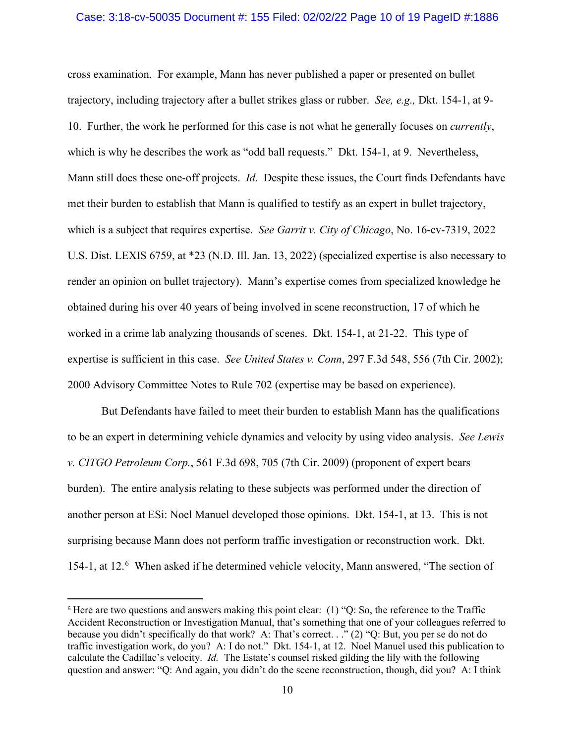cross examination. For example, Mann has never published a paper or presented on bullet trajectory, including trajectory after a bullet strikes glass or rubber. *See, e.g.,* Dkt. 154-1, at 9-10. Further, the work he performed for this case is not what he generally focuses on *currently*, which is why he describes the work as "odd ball requests." Dkt. 154-1, at 9. Nevertheless, Mann still does these one-off projects. *Id*. Despite these issues, the Court finds Defendants have met their burden to establish that Mann is qualified to testify as an expert in bullet trajectory, which is a subject that requires expertise. *See Garrit v. City of Chicago*, No. 16-cv-7319, 2022 U.S. Dist. LEXIS 6759, at *23 (N.D. Ill. Jan. 13, 2022) (specialized expertise is also necessary to render an opinion on bullet trajectory). Mann's expertise comes from specialized knowledge he obtained during his over 40 years of being involved in scene reconstruction, 17 of which he worked in a crime lab analyzing thousands of scenes. Dkt. 154-1, at 21-22. This type of expertise is sufficient in this case. *See United States v. Conn*, 297 F.3d 548, 556 (7th Cir. 2002); 2000 Advisory Committee Notes to Rule 702 (expertise may be based on experience).

But Defendants have failed to meet their burden to establish Mann has the qualifications to be an expert in determining vehicle dynamics and velocity by using video analysis. *See Lewis v. CITGO Petroleum Corp.*, 561 F.3d 698, 705 (7th Cir. 2009) (proponent of expert bears burden). The entire analysis relating to these subjects was performed under the direction of another person at ESi: Noel Manuel developed those opinions. Dkt. 154-1, at 13. This is not surprising because Mann does not perform traffic investigation or reconstruction work. Dkt. 154-1, at 12.[6] When asked if he determined vehicle velocity, Mann answered, "The section of

[6] Here are two questions and answers making this point clear: (1) "Q: So, the reference to the Traffic Accident Reconstruction or Investigation Manual, that's something that one of your colleagues referred to because you didn't specifically do that work? A: That's correct. . ." (2) "Q: But, you per se do not do traffic investigation work, do you? A: I do not." Dkt. 154-1, at 12. Noel Manuel used this publication to calculate the Cadillac's velocity. *Id.* The Estate's counsel risked gilding the lily with the following question and answer: "Q: And again, you didn't do the scene reconstruction, though, did you? A: I think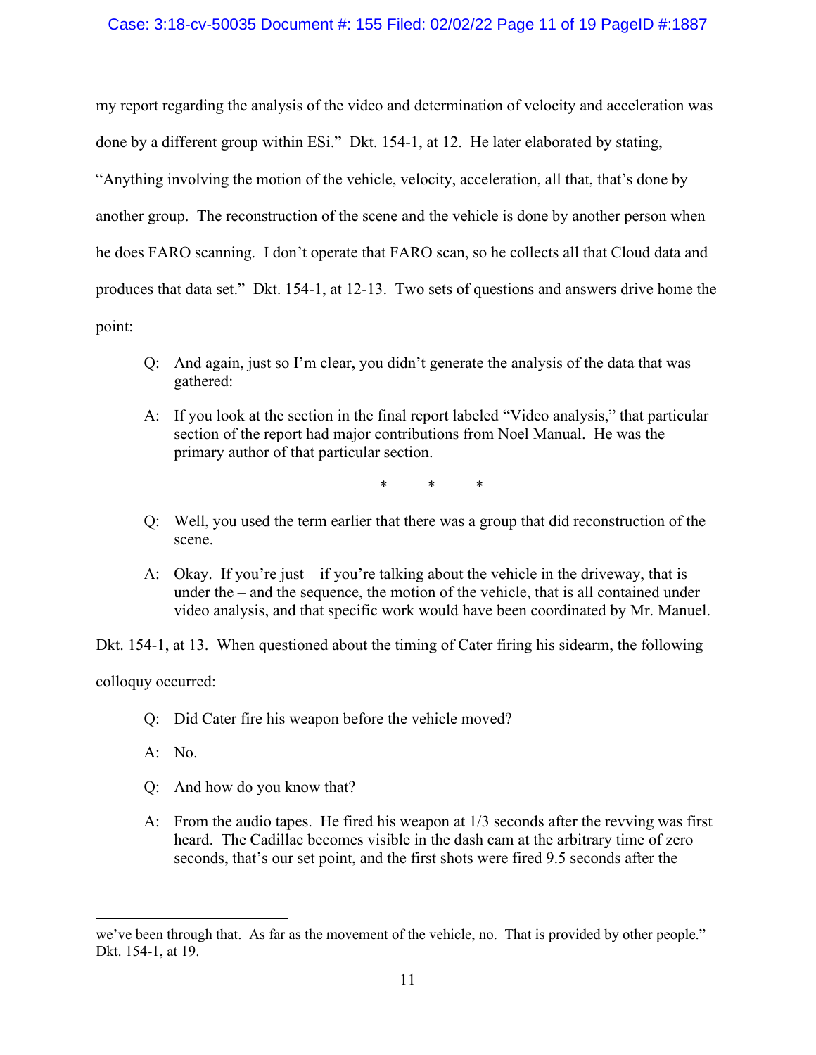my report regarding the analysis of the video and determination of velocity and acceleration was done by a different group within ESi." Dkt. 154-1, at 12. He later elaborated by stating, "Anything involving the motion of the vehicle, velocity, acceleration, all that, that's done by another group. The reconstruction of the scene and the vehicle is done by another person when he does FARO scanning. I don't operate that FARO scan, so he collects all that Cloud data and produces that data set." Dkt. 154-1, at 12-13. Two sets of questions and answers drive home the point:

> Q: And again, just so I'm clear, you didn't generate the analysis of the data that was gathered:
>
> A: If you look at the section in the final report labeled "Video analysis," that particular section of the report had major contributions from Noel Manual. He was the primary author of that particular section.
>
> \* \* \*
>
> Q: Well, you used the term earlier that there was a group that did reconstruction of the scene.
>
> A: Okay. If you're just – if you're talking about the vehicle in the driveway, that is under the – and the sequence, the motion of the vehicle, that is all contained under video analysis, and that specific work would have been coordinated by Mr. Manuel.

Dkt. 154-1, at 13. When questioned about the timing of Cater firing his sidearm, the following colloquy occurred:

> Q: Did Cater fire his weapon before the vehicle moved?
>
> A: No.
>
> Q: And how do you know that?
>
> A: From the audio tapes. He fired his weapon at 1/3 seconds after the revving was first heard. The Cadillac becomes visible in the dash cam at the arbitrary time of zero seconds, that's our set point, and the first shots were fired 9.5 seconds after the

---

we've been through that. As far as the movement of the vehicle, no. That is provided by other people." Dkt. 154-1, at 19.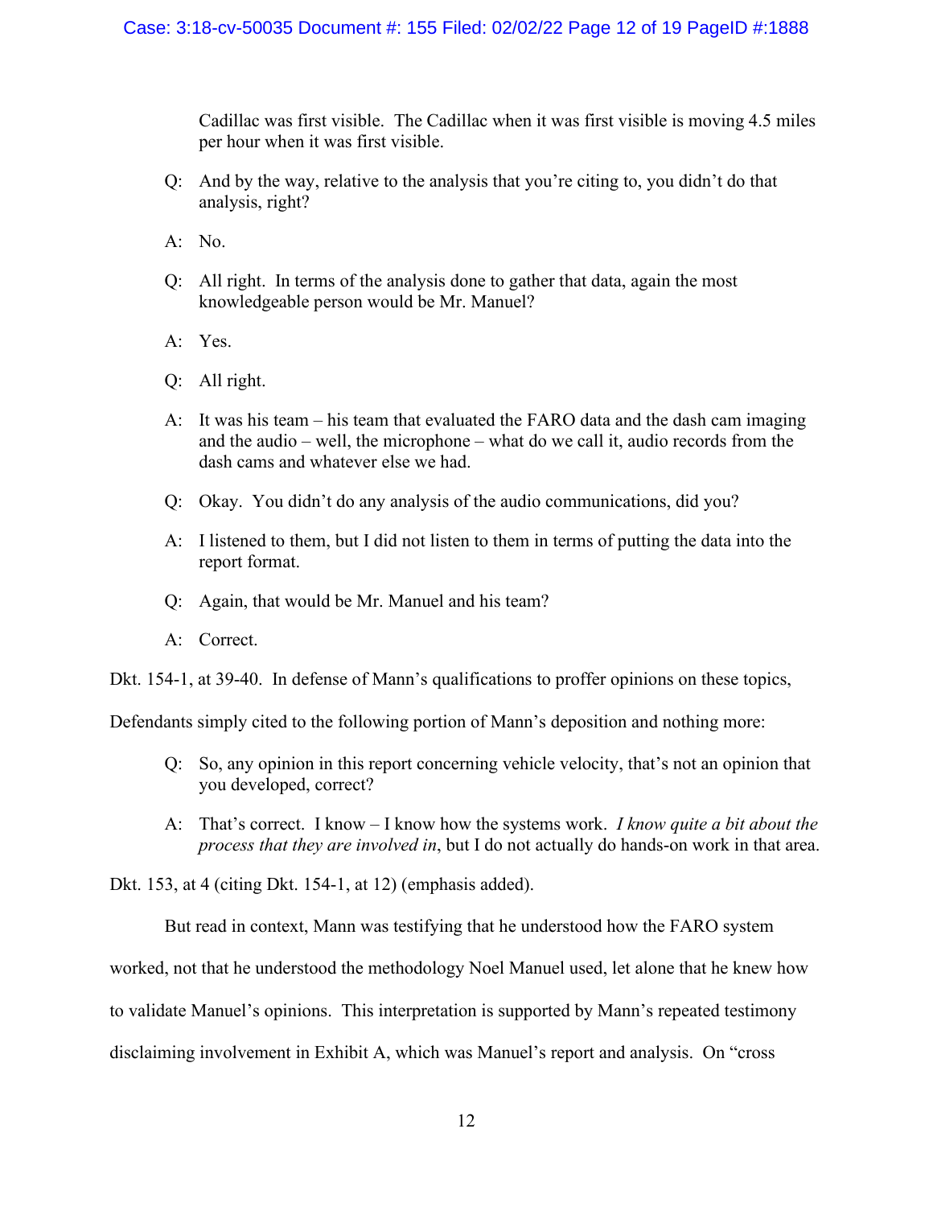> Cadillac was first visible. The Cadillac when it was first visible is moving 4.5 miles per hour when it was first visible.
>
> Q: And by the way, relative to the analysis that you're citing to, you didn't do that analysis, right?
>
> A: No.
>
> Q: All right. In terms of the analysis done to gather that data, again the most knowledgeable person would be Mr. Manuel?
>
> A: Yes.
>
> Q: All right.
>
> A: It was his team – his team that evaluated the FARO data and the dash cam imaging and the audio – well, the microphone – what do we call it, audio records from the dash cams and whatever else we had.
>
> Q: Okay. You didn't do any analysis of the audio communications, did you?
>
> A: I listened to them, but I did not listen to them in terms of putting the data into the report format.
>
> Q: Again, that would be Mr. Manuel and his team?
>
> A: Correct.

Dkt. 154-1, at 39-40. In defense of Mann's qualifications to proffer opinions on these topics, Defendants simply cited to the following portion of Mann's deposition and nothing more:

> Q: So, any opinion in this report concerning vehicle velocity, that's not an opinion that you developed, correct?
>
> A: That's correct. I know – I know how the systems work. *I know quite a bit about the process that they are involved in*, but I do not actually do hands-on work in that area.

Dkt. 153, at 4 (citing Dkt. 154-1, at 12) (emphasis added).

But read in context, Mann was testifying that he understood how the FARO system worked, not that he understood the methodology Noel Manuel used, let alone that he knew how to validate Manuel's opinions. This interpretation is supported by Mann's repeated testimony disclaiming involvement in Exhibit A, which was Manuel's report and analysis. On "cross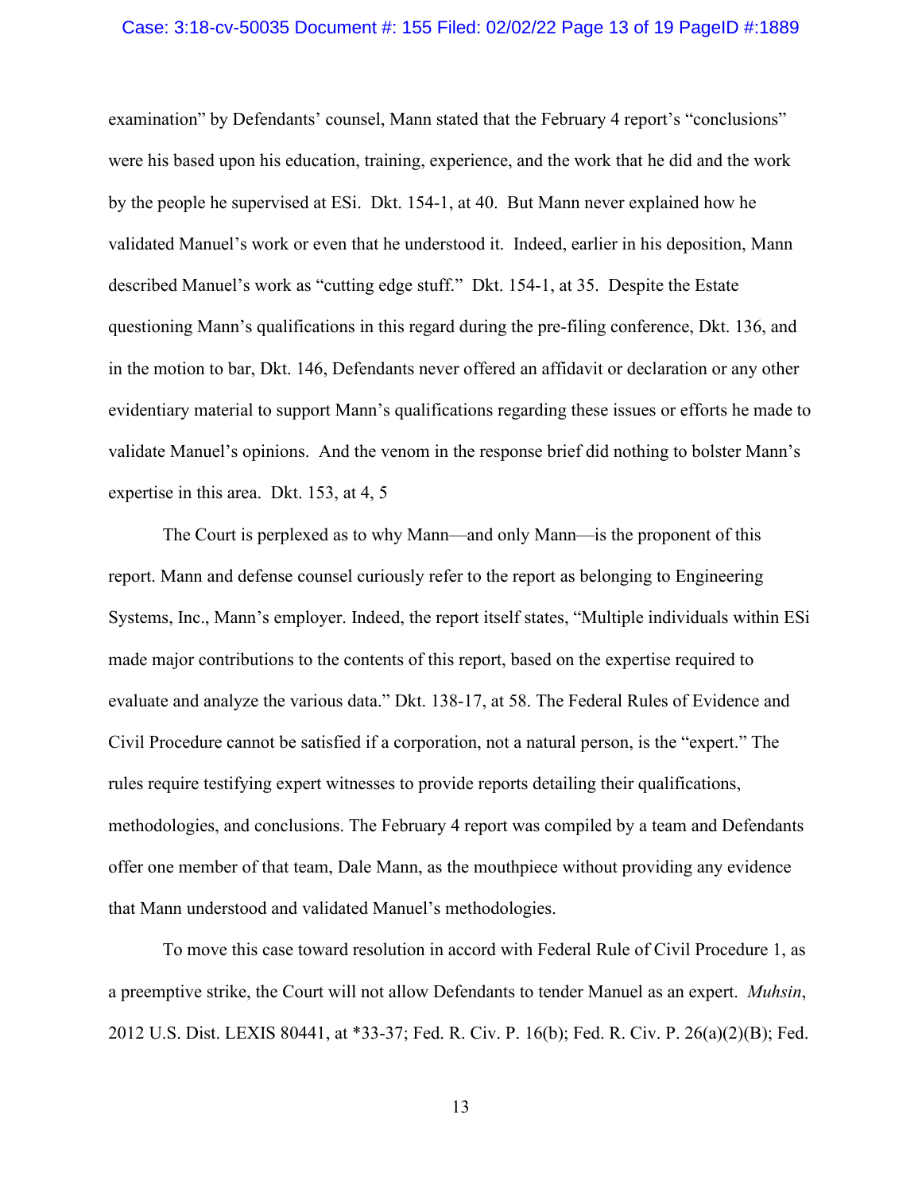examination" by Defendants' counsel, Mann stated that the February 4 report's "conclusions" were his based upon his education, training, experience, and the work that he did and the work by the people he supervised at ESi. Dkt. 154-1, at 40. But Mann never explained how he validated Manuel's work or even that he understood it. Indeed, earlier in his deposition, Mann described Manuel's work as "cutting edge stuff." Dkt. 154-1, at 35. Despite the Estate questioning Mann's qualifications in this regard during the pre-filing conference, Dkt. 136, and in the motion to bar, Dkt. 146, Defendants never offered an affidavit or declaration or any other evidentiary material to support Mann's qualifications regarding these issues or efforts he made to validate Manuel's opinions. And the venom in the response brief did nothing to bolster Mann's expertise in this area. Dkt. 153, at 4, 5

The Court is perplexed as to why Mann—and only Mann—is the proponent of this report. Mann and defense counsel curiously refer to the report as belonging to Engineering Systems, Inc., Mann's employer. Indeed, the report itself states, "Multiple individuals within ESi made major contributions to the contents of this report, based on the expertise required to evaluate and analyze the various data." Dkt. 138-17, at 58. The Federal Rules of Evidence and Civil Procedure cannot be satisfied if a corporation, not a natural person, is the "expert." The rules require testifying expert witnesses to provide reports detailing their qualifications, methodologies, and conclusions. The February 4 report was compiled by a team and Defendants offer one member of that team, Dale Mann, as the mouthpiece without providing any evidence that Mann understood and validated Manuel's methodologies.

To move this case toward resolution in accord with Federal Rule of Civil Procedure 1, as a preemptive strike, the Court will not allow Defendants to tender Manuel as an expert. *Muhsin*, 2012 U.S. Dist. LEXIS 80441, at *33-37; Fed. R. Civ. P. 16(b); Fed. R. Civ. P. 26(a)(2)(B); Fed.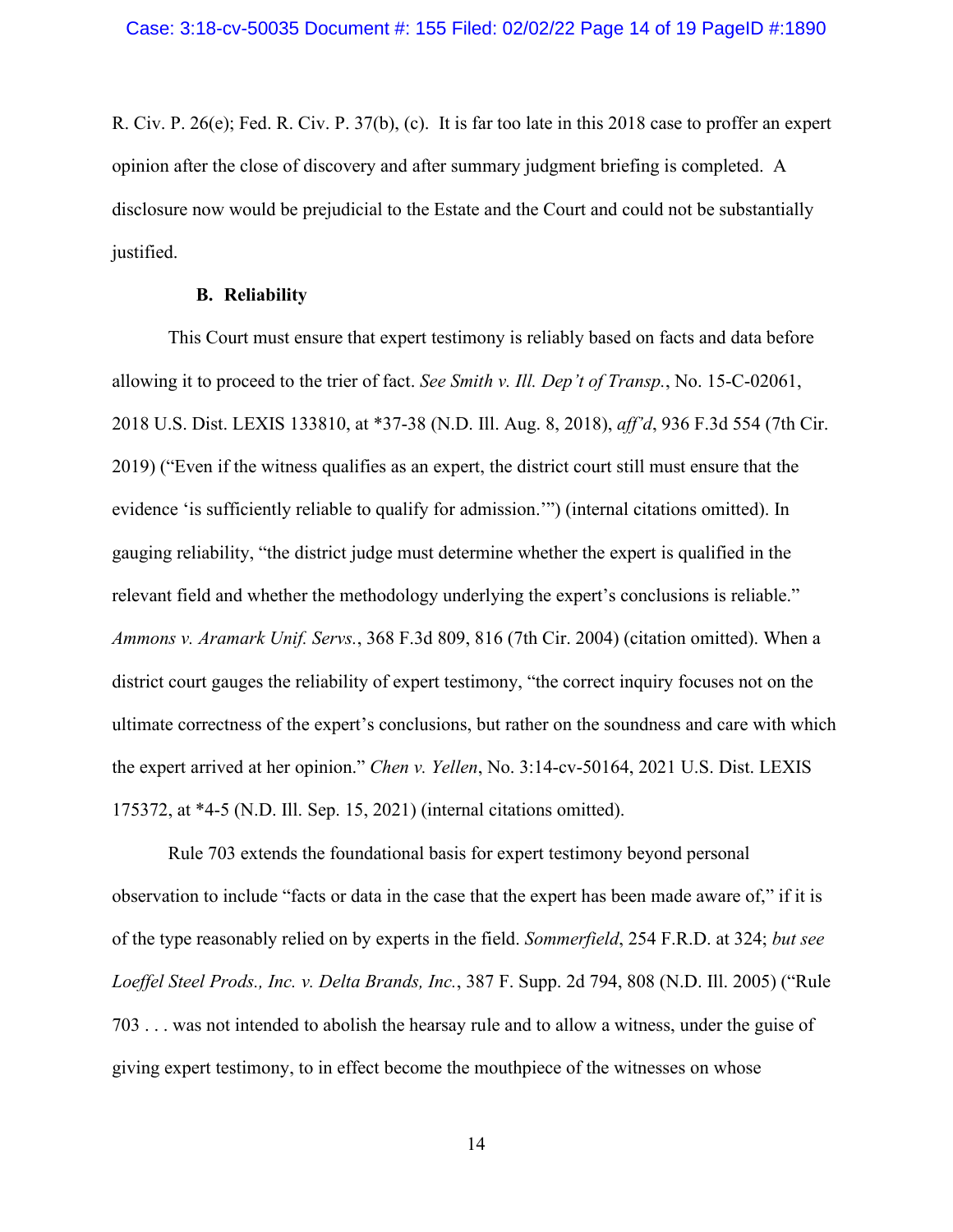R. Civ. P. 26(e); Fed. R. Civ. P. 37(b), (c). It is far too late in this 2018 case to proffer an expert opinion after the close of discovery and after summary judgment briefing is completed. A disclosure now would be prejudicial to the Estate and the Court and could not be substantially justified.

### B. Reliability

This Court must ensure that expert testimony is reliably based on facts and data before allowing it to proceed to the trier of fact. *See Smith v. Ill. Dep't of Transp.*, No. 15-C-02061, 2018 U.S. Dist. LEXIS 133810, at *37-38 (N.D. Ill. Aug. 8, 2018), *aff'd*, 936 F.3d 554 (7th Cir. 2019) ("Even if the witness qualifies as an expert, the district court still must ensure that the evidence 'is sufficiently reliable to qualify for admission.'") (internal citations omitted). In gauging reliability, "the district judge must determine whether the expert is qualified in the relevant field and whether the methodology underlying the expert's conclusions is reliable." *Ammons v. Aramark Unif. Servs.*, 368 F.3d 809, 816 (7th Cir. 2004) (citation omitted). When a district court gauges the reliability of expert testimony, "the correct inquiry focuses not on the ultimate correctness of the expert's conclusions, but rather on the soundness and care with which the expert arrived at her opinion." *Chen v. Yellen*, No. 3:14-cv-50164, 2021 U.S. Dist. LEXIS 175372, at *4-5 (N.D. Ill. Sep. 15, 2021) (internal citations omitted).

Rule 703 extends the foundational basis for expert testimony beyond personal observation to include "facts or data in the case that the expert has been made aware of," if it is of the type reasonably relied on by experts in the field. *Sommerfield*, 254 F.R.D. at 324; *but see Loeffel Steel Prods., Inc. v. Delta Brands, Inc.*, 387 F. Supp. 2d 794, 808 (N.D. Ill. 2005) ("Rule 703 . . . was not intended to abolish the hearsay rule and to allow a witness, under the guise of giving expert testimony, to in effect become the mouthpiece of the witnesses on whose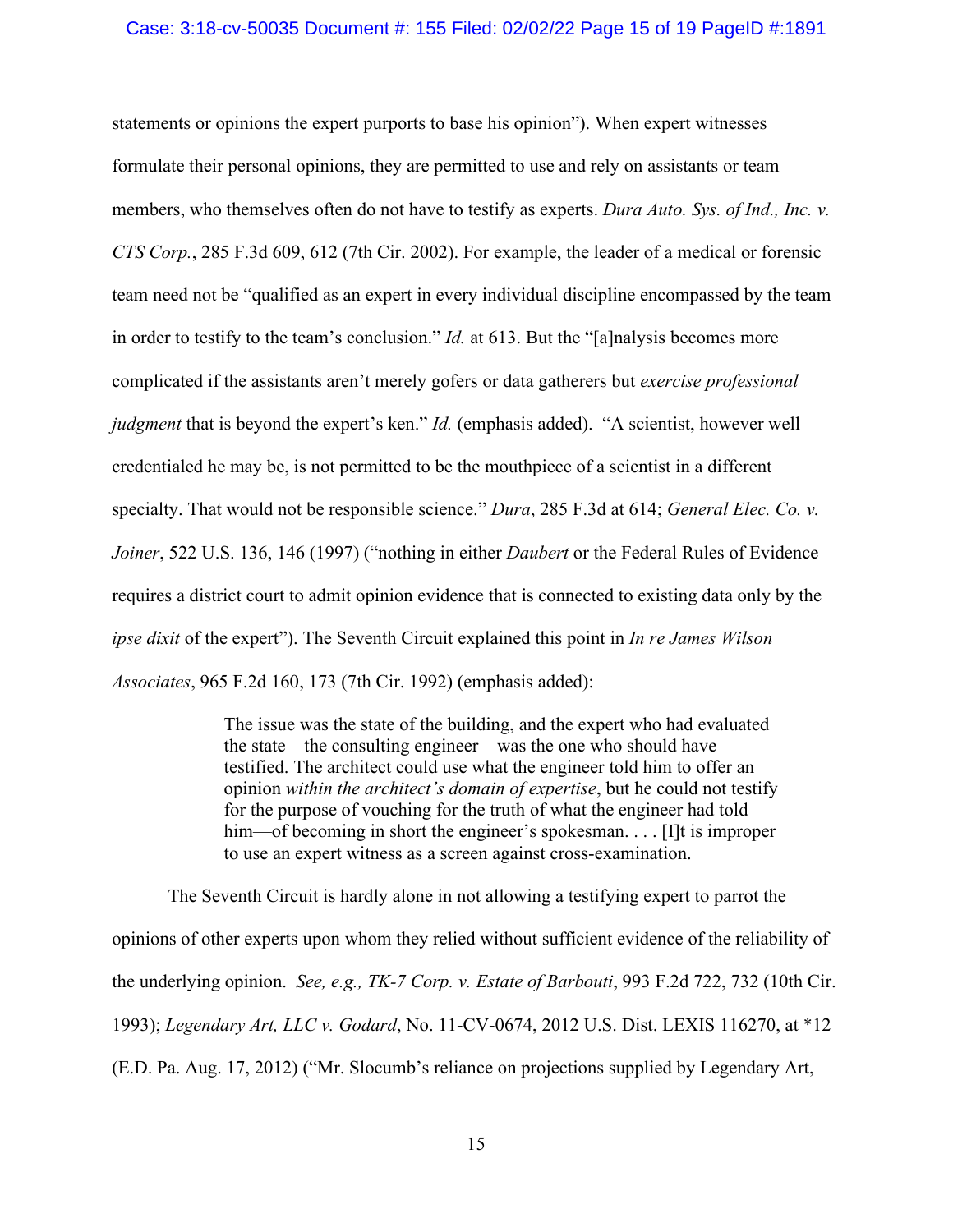statements or opinions the expert purports to base his opinion"). When expert witnesses formulate their personal opinions, they are permitted to use and rely on assistants or team members, who themselves often do not have to testify as experts. *Dura Auto. Sys. of Ind., Inc. v. CTS Corp.*, 285 F.3d 609, 612 (7th Cir. 2002). For example, the leader of a medical or forensic team need not be "qualified as an expert in every individual discipline encompassed by the team in order to testify to the team's conclusion." *Id.* at 613. But the "[a]nalysis becomes more complicated if the assistants aren't merely gofers or data gatherers but *exercise professional judgment* that is beyond the expert's ken." *Id.* (emphasis added). "A scientist, however well credentialed he may be, is not permitted to be the mouthpiece of a scientist in a different specialty. That would not be responsible science." *Dura*, 285 F.3d at 614; *General Elec. Co. v. Joiner*, 522 U.S. 136, 146 (1997) ("nothing in either *Daubert* or the Federal Rules of Evidence requires a district court to admit opinion evidence that is connected to existing data only by the *ipse dixit* of the expert"). The Seventh Circuit explained this point in *In re James Wilson Associates*, 965 F.2d 160, 173 (7th Cir. 1992) (emphasis added):

> The issue was the state of the building, and the expert who had evaluated the state—the consulting engineer—was the one who should have testified. The architect could use what the engineer told him to offer an opinion *within the architect's domain of expertise*, but he could not testify for the purpose of vouching for the truth of what the engineer had told him—of becoming in short the engineer's spokesman. . . . [I]t is improper to use an expert witness as a screen against cross-examination.

The Seventh Circuit is hardly alone in not allowing a testifying expert to parrot the opinions of other experts upon whom they relied without sufficient evidence of the reliability of the underlying opinion. *See, e.g., TK-7 Corp. v. Estate of Barbouti*, 993 F.2d 722, 732 (10th Cir. 1993); *Legendary Art, LLC v. Godard*, No. 11-CV-0674, 2012 U.S. Dist. LEXIS 116270, at *12 (E.D. Pa. Aug. 17, 2012) ("Mr. Slocumb's reliance on projections supplied by Legendary Art,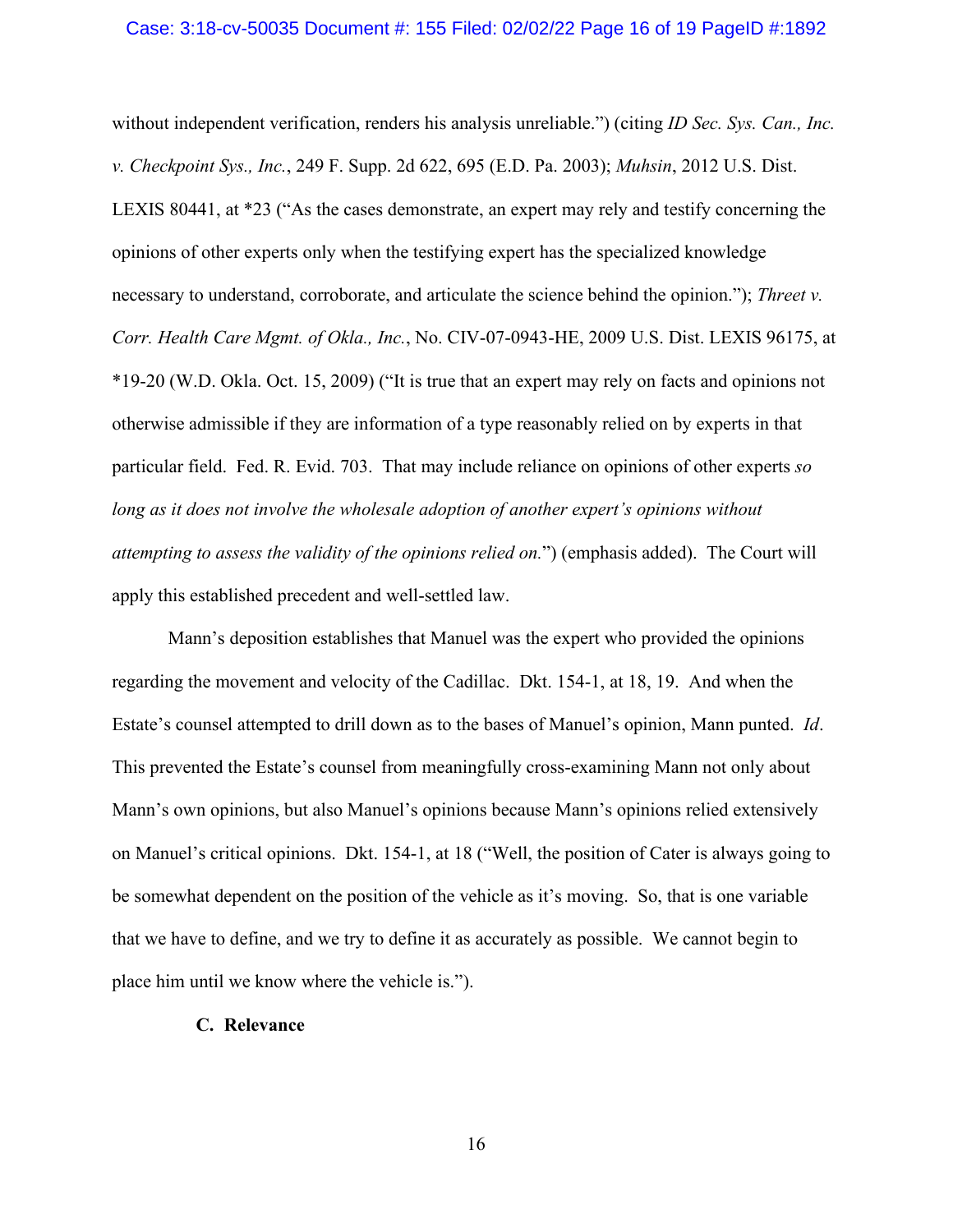without independent verification, renders his analysis unreliable.") (citing *ID Sec. Sys. Can., Inc. v. Checkpoint Sys., Inc.*, 249 F. Supp. 2d 622, 695 (E.D. Pa. 2003); *Muhsin*, 2012 U.S. Dist. LEXIS 80441, at *23 ("As the cases demonstrate, an expert may rely and testify concerning the opinions of other experts only when the testifying expert has the specialized knowledge necessary to understand, corroborate, and articulate the science behind the opinion."); *Threet v. Corr. Health Care Mgmt. of Okla., Inc.*, No. CIV-07-0943-HE, 2009 U.S. Dist. LEXIS 96175, at *19-20 (W.D. Okla. Oct. 15, 2009) ("It is true that an expert may rely on facts and opinions not otherwise admissible if they are information of a type reasonably relied on by experts in that particular field. Fed. R. Evid. 703. That may include reliance on opinions of other experts *so long as it does not involve the wholesale adoption of another expert's opinions without attempting to assess the validity of the opinions relied on.*") (emphasis added). The Court will apply this established precedent and well-settled law.

Mann's deposition establishes that Manuel was the expert who provided the opinions regarding the movement and velocity of the Cadillac. Dkt. 154-1, at 18, 19. And when the Estate's counsel attempted to drill down as to the bases of Manuel's opinion, Mann punted. *Id*. This prevented the Estate's counsel from meaningfully cross-examining Mann not only about Mann's own opinions, but also Manuel's opinions because Mann's opinions relied extensively on Manuel's critical opinions. Dkt. 154-1, at 18 ("Well, the position of Cater is always going to be somewhat dependent on the position of the vehicle as it's moving. So, that is one variable that we have to define, and we try to define it as accurately as possible. We cannot begin to place him until we know where the vehicle is.").

### C. Relevance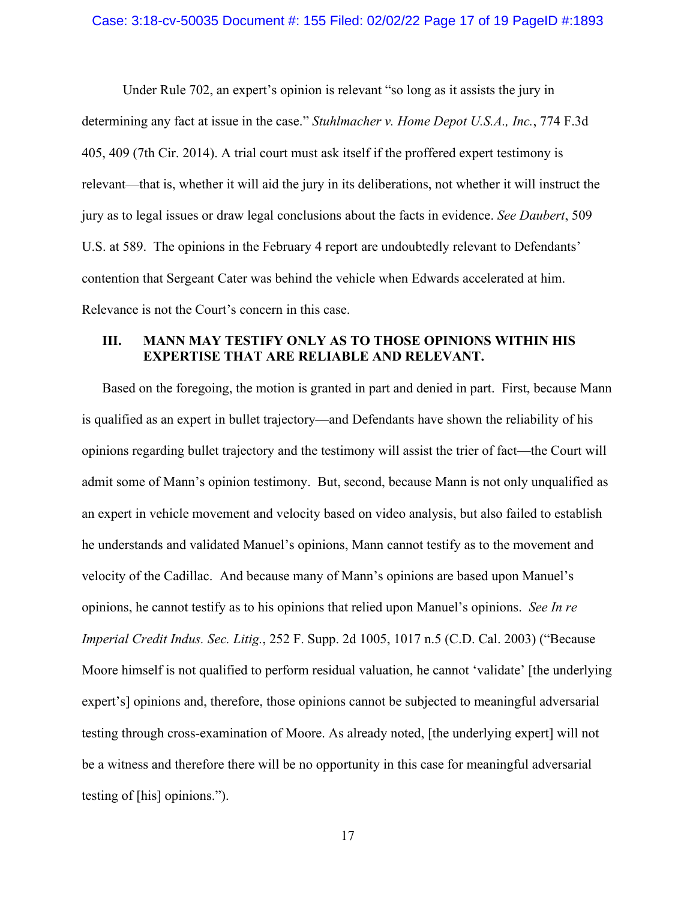Under Rule 702, an expert's opinion is relevant "so long as it assists the jury in determining any fact at issue in the case." *Stuhlmacher v. Home Depot U.S.A., Inc.*, 774 F.3d 405, 409 (7th Cir. 2014). A trial court must ask itself if the proffered expert testimony is relevant—that is, whether it will aid the jury in its deliberations, not whether it will instruct the jury as to legal issues or draw legal conclusions about the facts in evidence. *See Daubert*, 509 U.S. at 589. The opinions in the February 4 report are undoubtedly relevant to Defendants' contention that Sergeant Cater was behind the vehicle when Edwards accelerated at him. Relevance is not the Court's concern in this case.

## III. MANN MAY TESTIFY ONLY AS TO THOSE OPINIONS WITHIN HIS EXPERTISE THAT ARE RELIABLE AND RELEVANT.

Based on the foregoing, the motion is granted in part and denied in part. First, because Mann is qualified as an expert in bullet trajectory—and Defendants have shown the reliability of his opinions regarding bullet trajectory and the testimony will assist the trier of fact—the Court will admit some of Mann's opinion testimony. But, second, because Mann is not only unqualified as an expert in vehicle movement and velocity based on video analysis, but also failed to establish he understands and validated Manuel's opinions, Mann cannot testify as to the movement and velocity of the Cadillac. And because many of Mann's opinions are based upon Manuel's opinions, he cannot testify as to his opinions that relied upon Manuel's opinions. *See In re Imperial Credit Indus. Sec. Litig.*, 252 F. Supp. 2d 1005, 1017 n.5 (C.D. Cal. 2003) ("Because Moore himself is not qualified to perform residual valuation, he cannot 'validate' [the underlying expert's] opinions and, therefore, those opinions cannot be subjected to meaningful adversarial testing through cross-examination of Moore. As already noted, [the underlying expert] will not be a witness and therefore there will be no opportunity in this case for meaningful adversarial testing of [his] opinions.").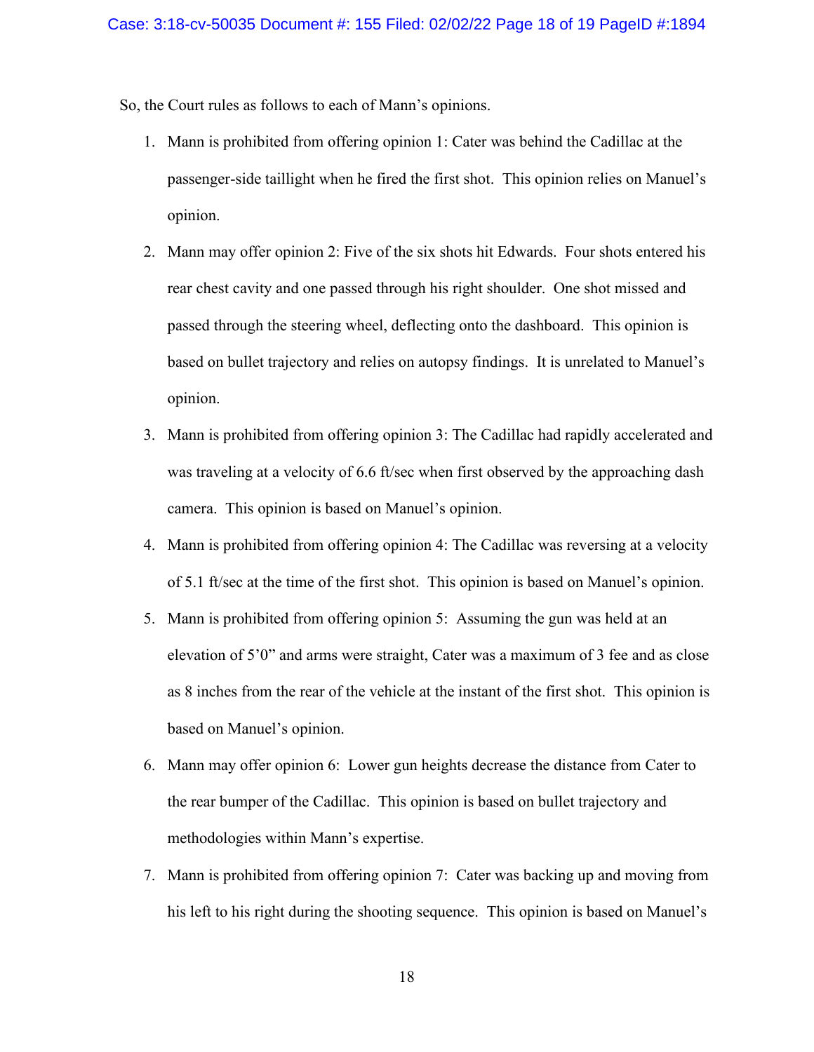So, the Court rules as follows to each of Mann's opinions.

1. Mann is prohibited from offering opinion 1: Cater was behind the Cadillac at the passenger-side taillight when he fired the first shot. This opinion relies on Manuel's opinion.

2. Mann may offer opinion 2: Five of the six shots hit Edwards. Four shots entered his rear chest cavity and one passed through his right shoulder. One shot missed and passed through the steering wheel, deflecting onto the dashboard. This opinion is based on bullet trajectory and relies on autopsy findings. It is unrelated to Manuel's opinion.

3. Mann is prohibited from offering opinion 3: The Cadillac had rapidly accelerated and was traveling at a velocity of 6.6 ft/sec when first observed by the approaching dash camera. This opinion is based on Manuel's opinion.

4. Mann is prohibited from offering opinion 4: The Cadillac was reversing at a velocity of 5.1 ft/sec at the time of the first shot. This opinion is based on Manuel's opinion.

5. Mann is prohibited from offering opinion 5: Assuming the gun was held at an elevation of 5'0" and arms were straight, Cater was a maximum of 3 fee and as close as 8 inches from the rear of the vehicle at the instant of the first shot. This opinion is based on Manuel's opinion.

6. Mann may offer opinion 6: Lower gun heights decrease the distance from Cater to the rear bumper of the Cadillac. This opinion is based on bullet trajectory and methodologies within Mann's expertise.

7. Mann is prohibited from offering opinion 7: Cater was backing up and moving from his left to his right during the shooting sequence. This opinion is based on Manuel's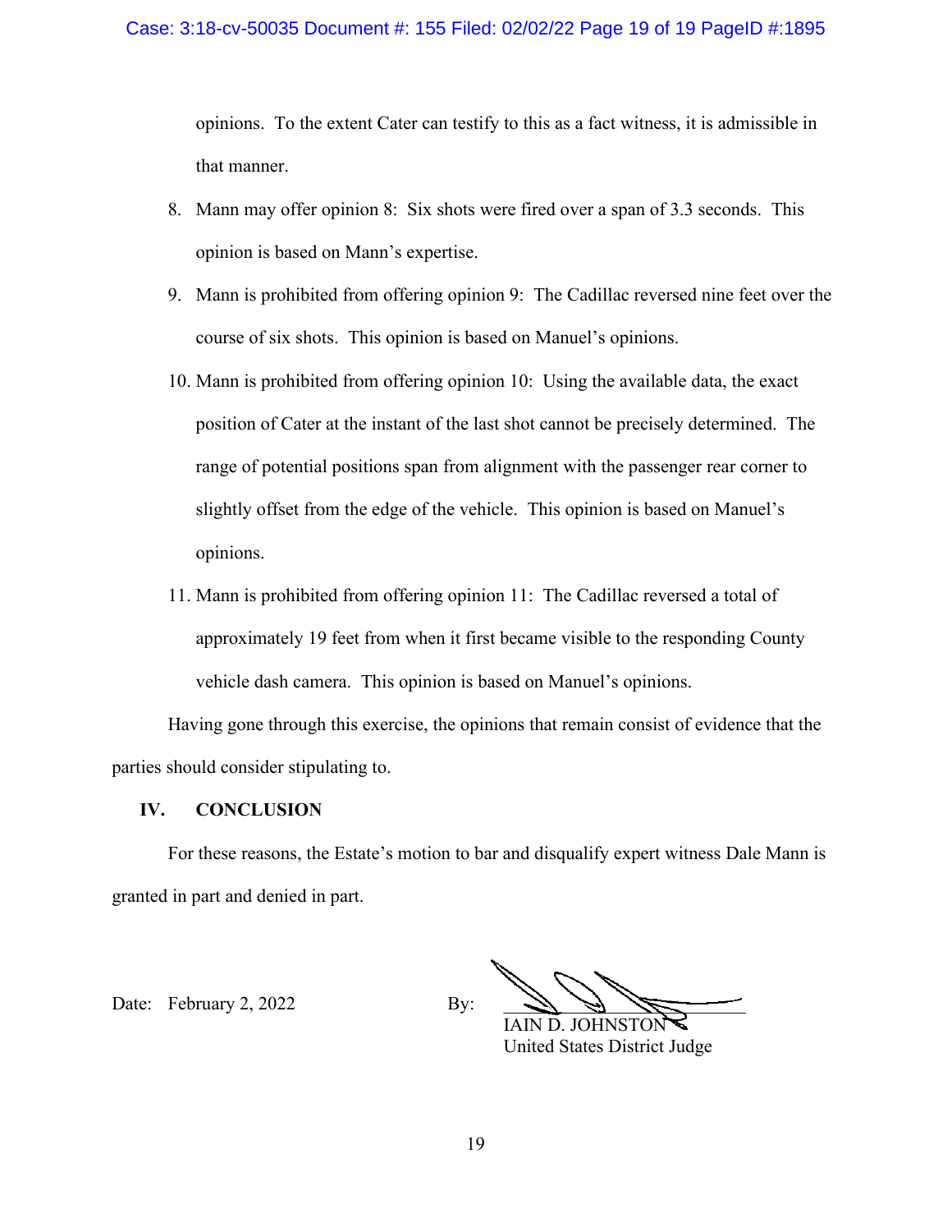opinions. To the extent Cater can testify to this as a fact witness, it is admissible in that manner.

8. Mann may offer opinion 8: Six shots were fired over a span of 3.3 seconds. This opinion is based on Mann's expertise.
9. Mann is prohibited from offering opinion 9: The Cadillac reversed nine feet over the course of six shots. This opinion is based on Manuel's opinions.
10. Mann is prohibited from offering opinion 10: Using the available data, the exact position of Cater at the instant of the last shot cannot be precisely determined. The range of potential positions span from alignment with the passenger rear corner to slightly offset from the edge of the vehicle. This opinion is based on Manuel's opinions.
11. Mann is prohibited from offering opinion 11: The Cadillac reversed a total of approximately 19 feet from when it first became visible to the responding County vehicle dash camera. This opinion is based on Manuel's opinions.

Having gone through this exercise, the opinions that remain consist of evidence that the parties should consider stipulating to.

## IV. CONCLUSION

For these reasons, the Estate's motion to bar and disqualify expert witness Dale Mann is granted in part and denied in part.

Date: February 2, 2022

By: ______________________
IAIN D. JOHNSTON
United States District Judge